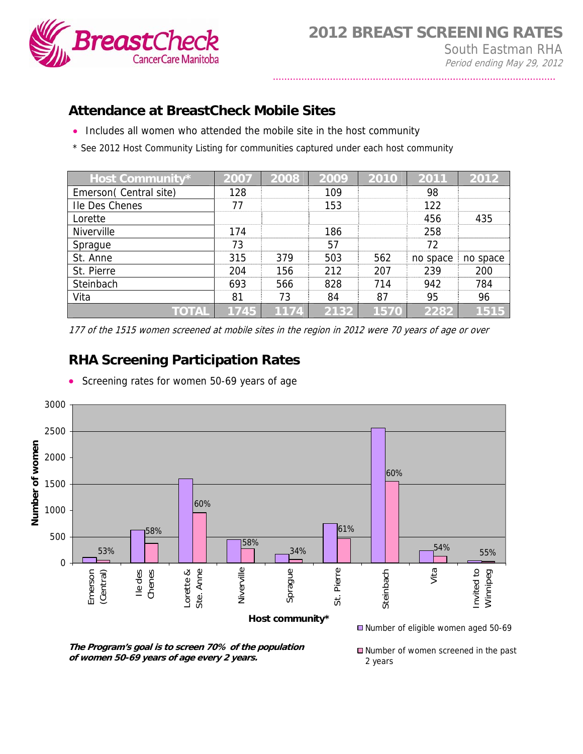# 2012 BREAST SCREENING RATES

South Eastman RHA

*Period ending May 29, 2012*

## Attendance at BreastCheck Mobile Sites

- Includes all women who attended the mobile site in the host community

\* See 2012 Host Community Listing for communities captured under each host community

| Host Community* | 2007 | 2008 | 2009 | 2010 | 2011 | 2012 |
|---|---|---|---|---|---|---|
| Emerson( Central site) | 128 | | 109 | | 98 | |
| Ile Des Chenes | 77 | | 153 | | 122 | |
| Lorette | | | | | 456 | 435 |
| Niverville | 174 | | 186 | | 258 | |
| Sprague | 73 | | 57 | | 72 | |
| St. Anne | 315 | 379 | 503 | 562 | no space | no space |
| St. Pierre | 204 | 156 | 212 | 207 | 239 | 200 |
| Steinbach | 693 | 566 | 828 | 714 | 942 | 784 |
| Vita | 81 | 73 | 84 | 87 | 95 | 96 |
| **TOTAL** | **1745** | **1174** | **2132** | **1570** | **2282** | **1515** |

*177 of the 1515 women screened at mobile sites in the region in 2012 were 70 years of age or over*

## RHA Screening Participation Rates

- Screening rates for women 50-69 years of age

| Host community* | Participation rate |
|---|---|
| Emerson (Central) | 53% |
| Ile des Chenes | 58% |
| Lorette & Ste. Anne | 60% |
| Niverville | 58% |
| Sprague | 34% |
| St. Pierre | 61% |
| Steinbach | 60% |
| Vita | 54% |
| Invited to Winnipeg | 55% |

Number of women (y-axis); Host community* (x-axis)

- Number of eligible women aged 50-69
- Number of women screened in the past 2 years

***The Program's goal is to screen 70% of the population of women 50-69 years of age every 2 years.***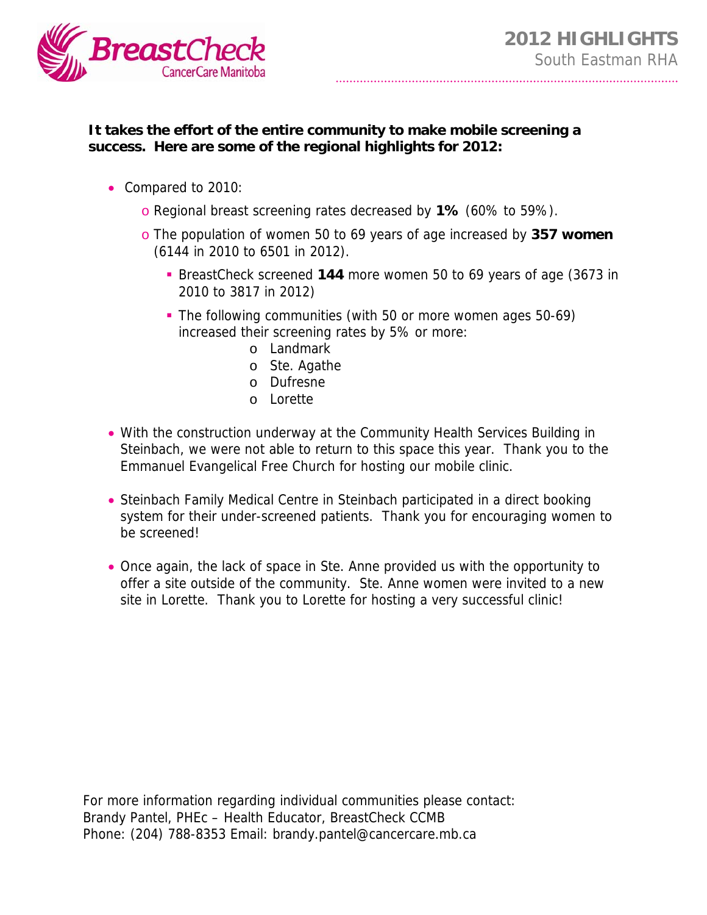# 2012 HIGHLIGHTS

## South Eastman RHA

**It takes the effort of the entire community to make mobile screening a success. Here are some of the regional highlights for 2012:**

- Compared to 2010:
  - Regional breast screening rates decreased by **1%** (60% to 59%).
  - The population of women 50 to 69 years of age increased by **357 women** (6144 in 2010 to 6501 in 2012).
    - BreastCheck screened **144** more women 50 to 69 years of age (3673 in 2010 to 3817 in 2012)
    - The following communities (with 50 or more women ages 50-69) increased their screening rates by 5% or more:
      - Landmark
      - Ste. Agathe
      - Dufresne
      - Lorette
- With the construction underway at the Community Health Services Building in Steinbach, we were not able to return to this space this year. Thank you to the Emmanuel Evangelical Free Church for hosting our mobile clinic.
- Steinbach Family Medical Centre in Steinbach participated in a direct booking system for their under-screened patients. Thank you for encouraging women to be screened!
- Once again, the lack of space in Ste. Anne provided us with the opportunity to offer a site outside of the community. Ste. Anne women were invited to a new site in Lorette. Thank you to Lorette for hosting a very successful clinic!

For more information regarding individual communities please contact:
Brandy Pantel, PHEc – Health Educator, BreastCheck CCMB
Phone: (204) 788-8353 Email: brandy.pantel@cancercare.mb.ca